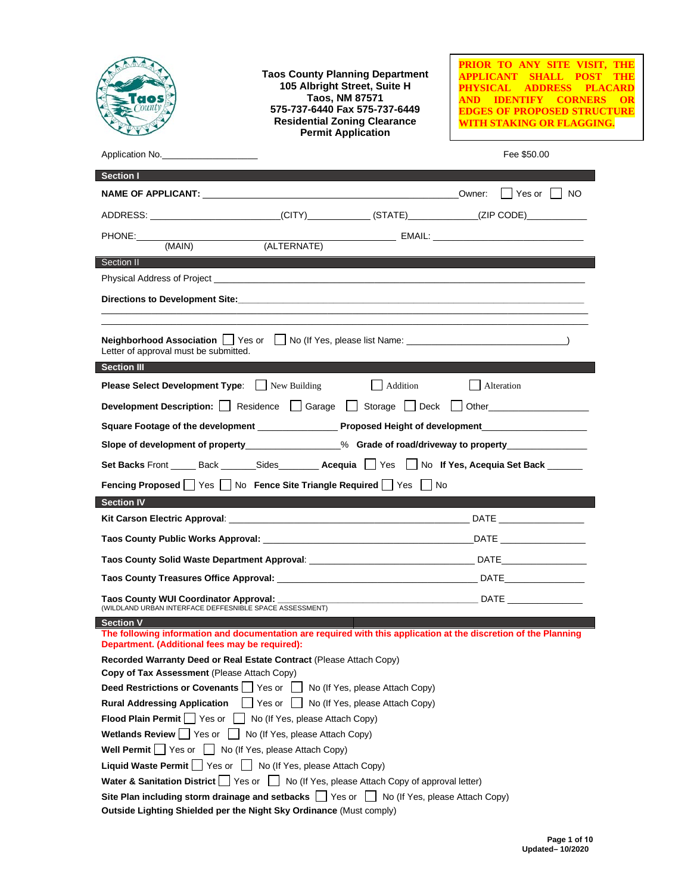**Taos County Planning Department**
**105 Albright Street, Suite H**
**Taos, NM 87571**
**575-737-6440 Fax 575-737-6449**
**Residential Zoning Clearance**
**Permit Application**

**PRIOR TO ANY SITE VISIT, THE APPLICANT SHALL POST THE PHYSICAL ADDRESS PLACARD AND IDENTIFY CORNERS OR EDGES OF PROPOSED STRUCTURE WITH STAKING OR FLAGGING.**

Application No.__________________ Fee $50.00

## Section I

**NAME OF APPLICANT:** ______________________________________________ Owner: ☐ Yes or ☐ NO

ADDRESS: ________________________(CITY)___________ (STATE)_____________(ZIP CODE)___________

PHONE:_______________________________________________________ EMAIL: ____________________________
(MAIN) (ALTERNATE)

## Section II

Physical Address of Project ______________________________________________________________________

**Directions to Development Site:**_________________________________________________________________

________________________________________________________________________________________________

________________________________________________________________________________________________

**Neighborhood Association** ☐ Yes or ☐ No (If Yes, please list Name: ______________________________)
Letter of approval must be submitted.

## Section III

**Please Select Development Type**: ☐ New Building ☐ Addition ☐ Alteration

**Development Description:** ☐ Residence ☐ Garage ☐ Storage ☐ Deck ☐ Other____________________

**Square Footage of the development** _______________ **Proposed Height of development**____________________

**Slope of development of property**_________________% **Grade of road/driveway to property**_______________

**Set Backs** Front _____ Back _______Sides________ **Acequia** ☐ Yes ☐ No **If Yes, Acequia Set Back** _______

**Fencing Proposed** ☐ Yes ☐ No **Fence Site Triangle Required** ☐ Yes ☐ No

## Section IV

**Kit Carson Electric Approval**: _______________________________________________ DATE ________________

**Taos County Public Works Approval:** _________________________________________DATE ________________

**Taos County Solid Waste Department Approval**: ______________________________ DATE________________

**Taos County Treasures Office Approval:** _____________________________________ DATE________________

**Taos County WUI Coordinator Approval:** _____________________________________ DATE ________________
(WILDLAND URBAN INTERFACE DEFFESNIBLE SPACE ASSESSMENT)

## Section V

**The following information and documentation are required with this application at the discretion of the Planning Department. (Additional fees may be required):**

**Recorded Warranty Deed or Real Estate Contract** (Please Attach Copy)

**Copy of Tax Assessment** (Please Attach Copy)

**Deed Restrictions or Covenants** ☐ Yes or ☐ No (If Yes, please Attach Copy)

**Rural Addressing Application** ☐ Yes or ☐ No (If Yes, please Attach Copy)

**Flood Plain Permit** ☐ Yes or ☐ No (If Yes, please Attach Copy)

**Wetlands Review** ☐ Yes or ☐ No (If Yes, please Attach Copy)

**Well Permit** ☐ Yes or ☐ No (If Yes, please Attach Copy)

**Liquid Waste Permit** ☐ Yes or ☐ No (If Yes, please Attach Copy)

**Water & Sanitation District** ☐ Yes or ☐ No (If Yes, please Attach Copy of approval letter)

**Site Plan including storm drainage and setbacks** ☐ Yes or ☐ No (If Yes, please Attach Copy)

**Outside Lighting Shielded per the Night Sky Ordinance** (Must comply)

Updated– 10/2020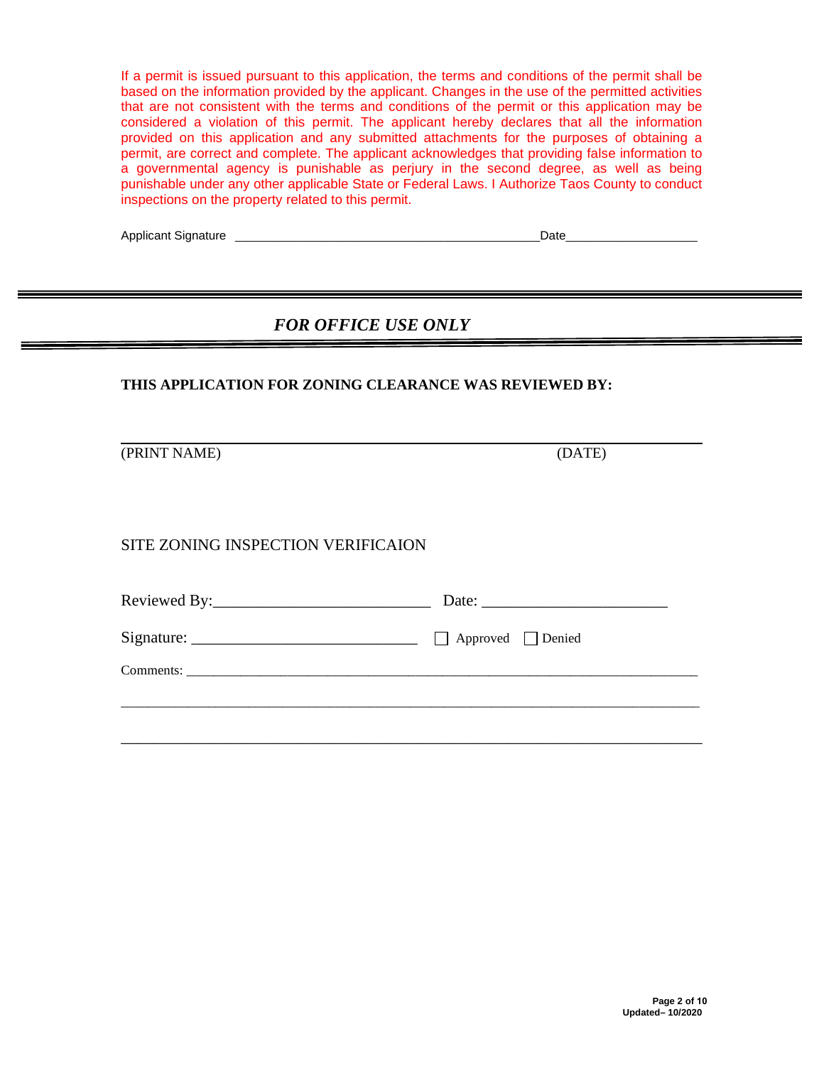If a permit is issued pursuant to this application, the terms and conditions of the permit shall be based on the information provided by the applicant. Changes in the use of the permitted activities that are not consistent with the terms and conditions of the permit or this application may be considered a violation of this permit. The applicant hereby declares that all the information provided on this application and any submitted attachments for the purposes of obtaining a permit, are correct and complete. The applicant acknowledges that providing false information to a governmental agency is punishable as perjury in the second degree, as well as being punishable under any other applicable State or Federal Laws. I Authorize Taos County to conduct inspections on the property related to this permit.

Applicant Signature ____________________________________________Date___________________

---

## *FOR OFFICE USE ONLY*

---

**THIS APPLICATION FOR ZONING CLEARANCE WAS REVIEWED BY:**

_____________________________________________________________________________

(PRINT NAME) (DATE)

SITE ZONING INSPECTION VERIFICAION

Reviewed By:___________________________ Date: _______________________

Signature: ____________________________ ☐ Approved ☐ Denied

Comments: ___________________________________________________________________________

_____________________________________________________________________________________

_____________________________________________________________________________________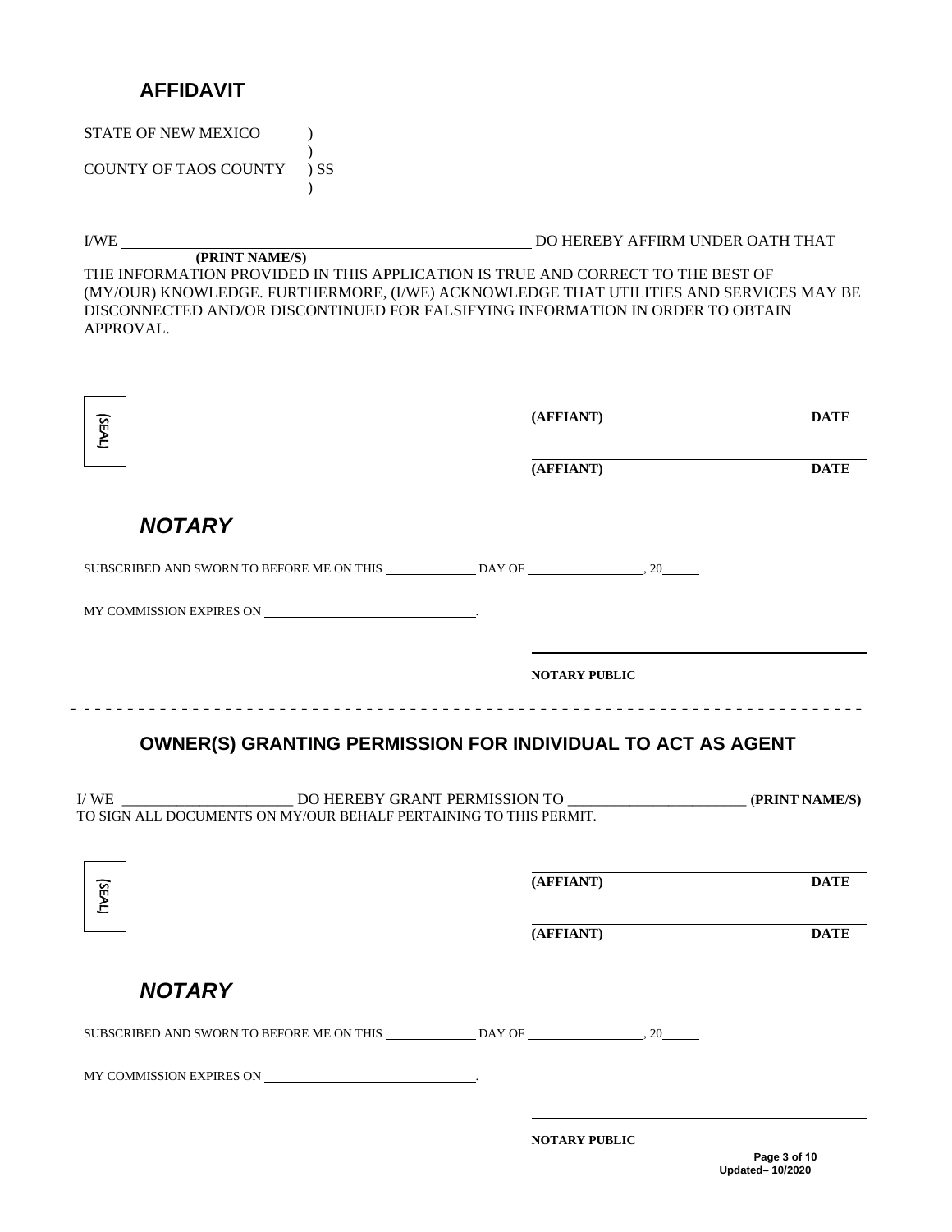## AFFIDAVIT

STATE OF NEW MEXICO )
)
COUNTY OF TAOS COUNTY ) SS
)

I/WE ______________________________ DO HEREBY AFFIRM UNDER OATH THAT
**(PRINT NAME/S)**
THE INFORMATION PROVIDED IN THIS APPLICATION IS TRUE AND CORRECT TO THE BEST OF (MY/OUR) KNOWLEDGE. FURTHERMORE, (I/WE) ACKNOWLEDGE THAT UTILITIES AND SERVICES MAY BE DISCONNECTED AND/OR DISCONTINUED FOR FALSIFYING INFORMATION IN ORDER TO OBTAIN APPROVAL.

(SEAL)

______________________________
**(AFFIANT)** **DATE**

______________________________
**(AFFIANT)** **DATE**

## *NOTARY*

SUBSCRIBED AND SWORN TO BEFORE ME ON THIS ____________ DAY OF ________________, 20_____

MY COMMISSION EXPIRES ON ______________________________.

______________________________
**NOTARY PUBLIC**

---

## OWNER(S) GRANTING PERMISSION FOR INDIVIDUAL TO ACT AS AGENT

I/ WE ______________________ DO HEREBY GRANT PERMISSION TO ______________________ (**PRINT NAME/S)** TO SIGN ALL DOCUMENTS ON MY/OUR BEHALF PERTAINING TO THIS PERMIT.

(SEAL)

______________________________
**(AFFIANT)** **DATE**

______________________________
**(AFFIANT)** **DATE**

## *NOTARY*

SUBSCRIBED AND SWORN TO BEFORE ME ON THIS ____________ DAY OF ________________, 20_____

MY COMMISSION EXPIRES ON ______________________________.

______________________________
**NOTARY PUBLIC**

**Updated– 10/2020**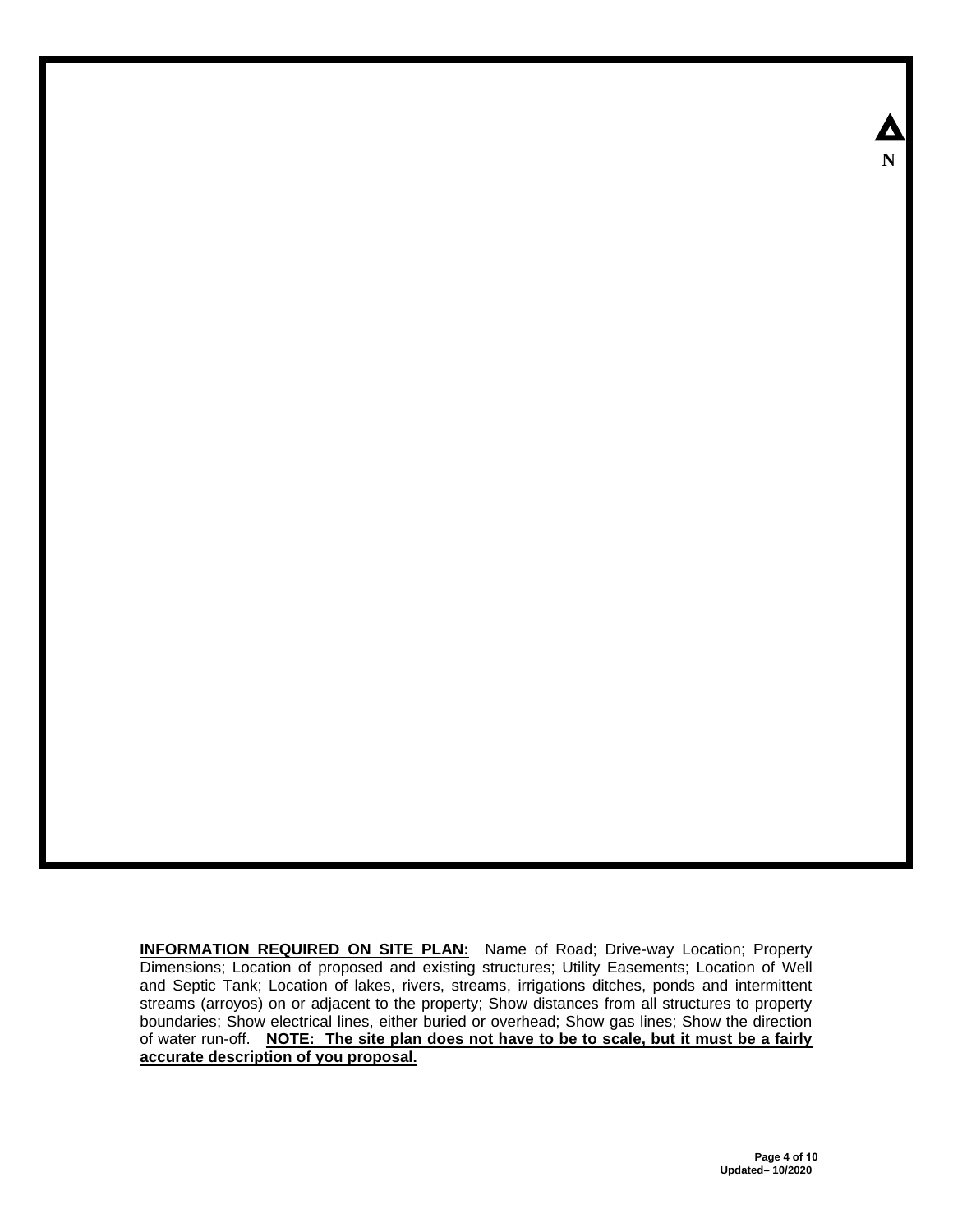N

**INFORMATION REQUIRED ON SITE PLAN:** Name of Road; Drive-way Location; Property Dimensions; Location of proposed and existing structures; Utility Easements; Location of Well and Septic Tank; Location of lakes, rivers, streams, irrigations ditches, ponds and intermittent streams (arroyos) on or adjacent to the property; Show distances from all structures to property boundaries; Show electrical lines, either buried or overhead; Show gas lines; Show the direction of water run-off. **NOTE: The site plan does not have to be to scale, but it must be a fairly accurate description of you proposal.**

Updated– 10/2020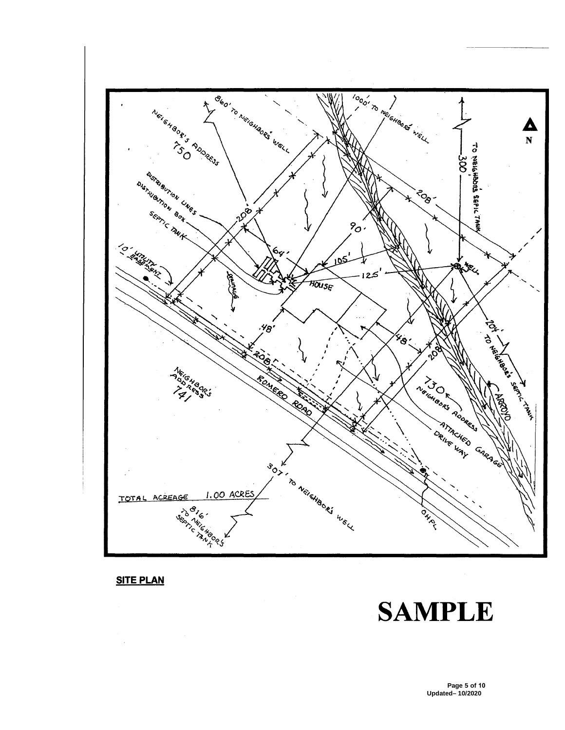NEIGHBOR'S ADDRESS 750

860' TO NEIGHBOR'S WELL

1000' TO NEIGHBOR'S WELL

300' TO NEIGHBOR'S SEPTIC TANK

N

DISTRIBUTION LINES

DISTRIBUTION BOX

SEPTIC TANK

10' UTILITY EASEMENT

208'

208'

90'

64'

105'

125'

WELL

HOUSE

DRAINAGE

48'

48'

208'

208'

204' TO NEIGHBOR'S SEPTIC TANK

ARROYO

NEIGHBOR'S ADDRESS 741

ROMERO ROAD

730 NEIGHBOR'S ADDRESS

ATTACHED GARAGE

DRIVE WAY

307' TO NEIGHBOR'S WELL

OHPL

TOTAL ACREAGE 1.00 ACRES

816' TO NEIGHBOR'S SEPTIC TANK

**SITE PLAN**

# SAMPLE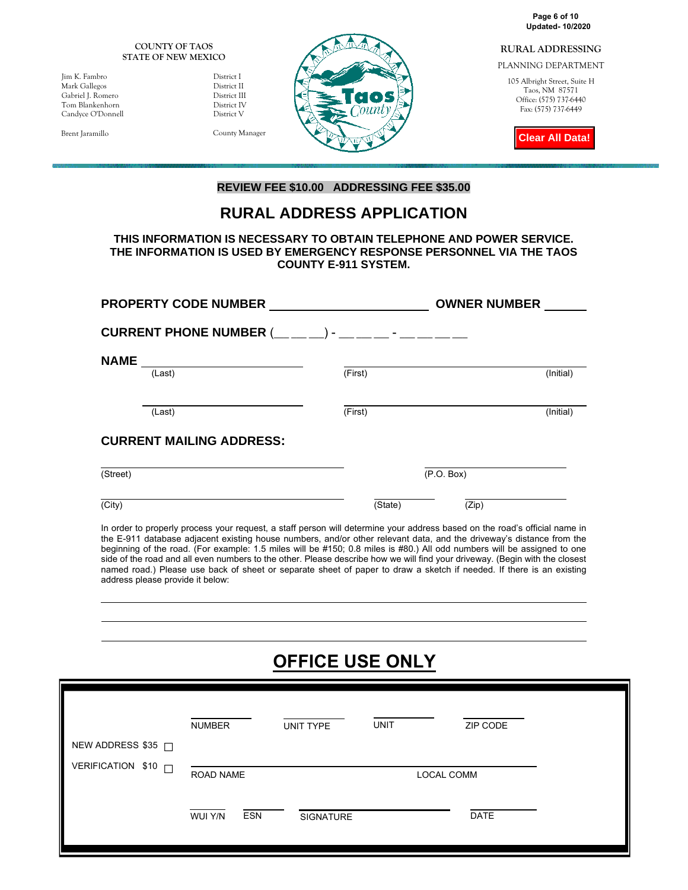COUNTY OF TAOS
STATE OF NEW MEXICO

| | |
|---|---|
| Jim K. Fambro | District I |
| Mark Gallegos | District II |
| Gabriel J. Romero | District III |
| Tom Blankenhorn | District IV |
| Candyce O'Donnell | District V |
| Brent Jaramillo | County Manager |

Taos County

RURAL ADDRESSING
PLANNING DEPARTMENT
105 Albright Street, Suite H
Taos, NM 87571
Office: (575) 737-6440
Fax: (575) 737-6449

Clear All Data!

**REVIEW FEE $10.00 ADDRESSING FEE $35.00**

# RURAL ADDRESS APPLICATION

**THIS INFORMATION IS NECESSARY TO OBTAIN TELEPHONE AND POWER SERVICE. THE INFORMATION IS USED BY EMERGENCY RESPONSE PERSONNEL VIA THE TAOS COUNTY E-911 SYSTEM.**

**PROPERTY CODE NUMBER** ______________________ **OWNER NUMBER** ______

**CURRENT PHONE NUMBER** (__ __ __) - __ __ __ - __ __ __ __

**NAME** ______________________ ______________________ ______
(Last) (First) (Initial)

______________________ ______________________ ______
(Last) (First) (Initial)

**CURRENT MAILING ADDRESS:**

______________________________ ______________
(Street) (P.O. Box)

______________________________ __________ ______________
(City) (State) (Zip)

In order to properly process your request, a staff person will determine your address based on the road's official name in the E-911 database adjacent existing house numbers, and/or other relevant data, and the driveway's distance from the beginning of the road. (For example: 1.5 miles will be #150; 0.8 miles is #80.) All odd numbers will be assigned to one side of the road and all even numbers to the other. Please describe how we will find your driveway. (Begin with the closest named road.) Please use back of sheet or separate sheet of paper to draw a sketch if needed. If there is an existing address please provide it below:

______________________________________________________________________

______________________________________________________________________

______________________________________________________________________

## OFFICE USE ONLY

NEW ADDRESS $35 ☐

VERIFICATION $10 ☐

| NUMBER | UNIT TYPE | UNIT | ZIP CODE |
|---|---|---|---|

ROAD NAME ______________________ LOCAL COMM ______________________

WUI Y/N ______ ESN ______ SIGNATURE ______________________ DATE ______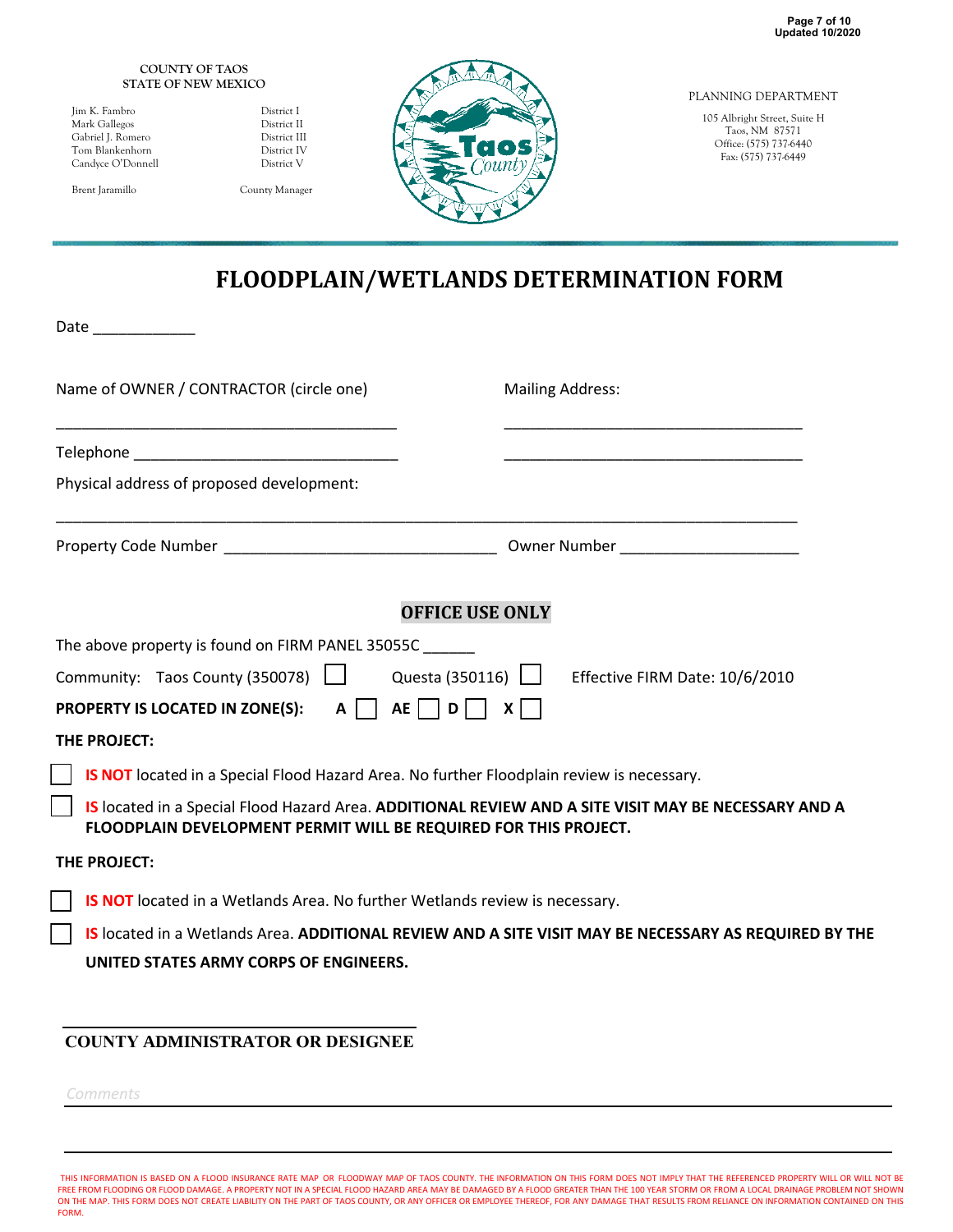COUNTY OF TAOS
STATE OF NEW MEXICO

| | |
|---|---|
| Jim K. Fambro | District I |
| Mark Gallegos | District II |
| Gabriel J. Romero | District III |
| Tom Blankenhorn | District IV |
| Candyce O'Donnell | District V |
| Brent Jaramillo | County Manager |

PLANNING DEPARTMENT

105 Albright Street, Suite H
Taos, NM 87571
Office: (575) 737-6440
Fax: (575) 737-6449

# FLOODPLAIN/WETLANDS DETERMINATION FORM

Date ____________

Name of OWNER / CONTRACTOR (circle one)

_________________________________________

Telephone _______________________________

Mailing Address:

____________________________________

____________________________________

Physical address of proposed development:

_____________________________________________________________________________________

Property Code Number ________________________________ Owner Number _____________________

## OFFICE USE ONLY

The above property is found on FIRM PANEL 35055C ______

Community: Taos County (350078) ☐ Questa (350116) ☐ Effective FIRM Date: 10/6/2010

**PROPERTY IS LOCATED IN ZONE(S):** **A** ☐ **AE** ☐ **D** ☐ **X** ☐

**THE PROJECT:**

☐ **IS NOT** located in a Special Flood Hazard Area. No further Floodplain review is necessary.

☐ **IS** located in a Special Flood Hazard Area. **ADDITIONAL REVIEW AND A SITE VISIT MAY BE NECESSARY AND A FLOODPLAIN DEVELOPMENT PERMIT WILL BE REQUIRED FOR THIS PROJECT.**

**THE PROJECT:**

☐ **IS NOT** located in a Wetlands Area. No further Wetlands review is necessary.

☐ **IS** located in a Wetlands Area. **ADDITIONAL REVIEW AND A SITE VISIT MAY BE NECESSARY AS REQUIRED BY THE UNITED STATES ARMY CORPS OF ENGINEERS.**

_________________________________________

**COUNTY ADMINISTRATOR OR DESIGNEE**

*Comments* _____________________________________________________________________________

_____________________________________________________________________________________

THIS INFORMATION IS BASED ON A FLOOD INSURANCE RATE MAP OR FLOODWAY MAP OF TAOS COUNTY. THE INFORMATION ON THIS FORM DOES NOT IMPLY THAT THE REFERENCED PROPERTY WILL OR WILL NOT BE FREE FROM FLOODING OR FLOOD DAMAGE. A PROPERTY NOT IN A SPECIAL FLOOD HAZARD AREA MAY BE DAMAGED BY A FLOOD GREATER THAN THE 100 YEAR STORM OR FROM A LOCAL DRAINAGE PROBLEM NOT SHOWN ON THE MAP. THIS FORM DOES NOT CREATE LIABILITY ON THE PART OF TAOS COUNTY, OR ANY OFFICER OR EMPLOYEE THEREOF, FOR ANY DAMAGE THAT RESULTS FROM RELIANCE ON INFORMATION CONTAINED ON THIS FORM.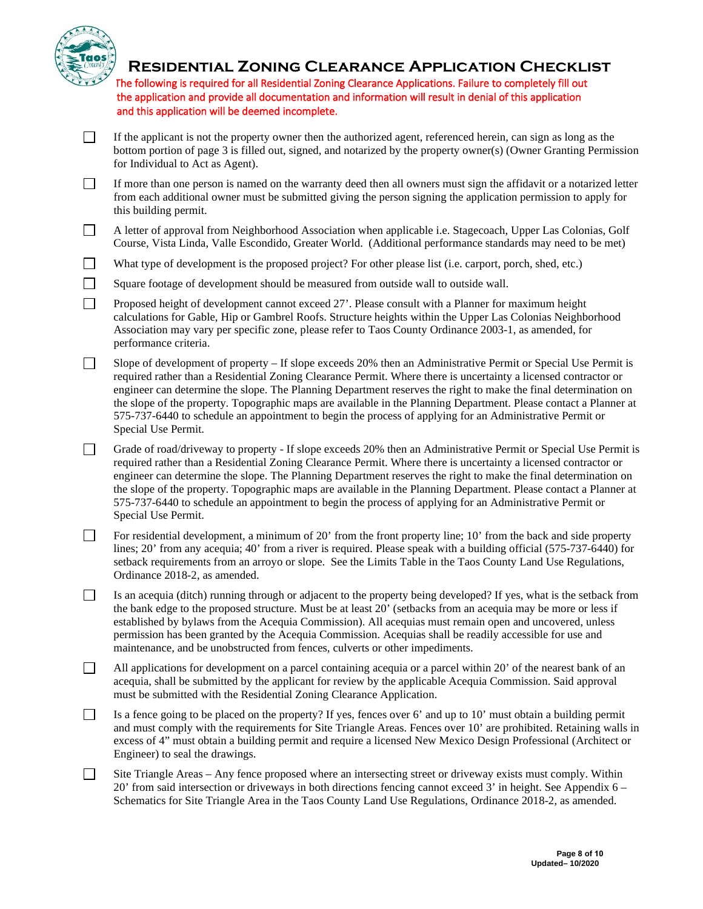# Residential Zoning Clearance Application Checklist

The following is required for all Residential Zoning Clearance Applications. Failure to completely fill out the application and provide all documentation and information will result in denial of this application and this application will be deemed incomplete.

- ☐ If the applicant is not the property owner then the authorized agent, referenced herein, can sign as long as the bottom portion of page 3 is filled out, signed, and notarized by the property owner(s) (Owner Granting Permission for Individual to Act as Agent).
- ☐ If more than one person is named on the warranty deed then all owners must sign the affidavit or a notarized letter from each additional owner must be submitted giving the person signing the application permission to apply for this building permit.
- ☐ A letter of approval from Neighborhood Association when applicable i.e. Stagecoach, Upper Las Colonias, Golf Course, Vista Linda, Valle Escondido, Greater World. (Additional performance standards may need to be met)
- ☐ What type of development is the proposed project? For other please list (i.e. carport, porch, shed, etc.)
- ☐ Square footage of development should be measured from outside wall to outside wall.
- ☐ Proposed height of development cannot exceed 27'. Please consult with a Planner for maximum height calculations for Gable, Hip or Gambrel Roofs. Structure heights within the Upper Las Colonias Neighborhood Association may vary per specific zone, please refer to Taos County Ordinance 2003-1, as amended, for performance criteria.
- ☐ Slope of development of property – If slope exceeds 20% then an Administrative Permit or Special Use Permit is required rather than a Residential Zoning Clearance Permit. Where there is uncertainty a licensed contractor or engineer can determine the slope. The Planning Department reserves the right to make the final determination on the slope of the property. Topographic maps are available in the Planning Department. Please contact a Planner at 575-737-6440 to schedule an appointment to begin the process of applying for an Administrative Permit or Special Use Permit.
- ☐ Grade of road/driveway to property - If slope exceeds 20% then an Administrative Permit or Special Use Permit is required rather than a Residential Zoning Clearance Permit. Where there is uncertainty a licensed contractor or engineer can determine the slope. The Planning Department reserves the right to make the final determination on the slope of the property. Topographic maps are available in the Planning Department. Please contact a Planner at 575-737-6440 to schedule an appointment to begin the process of applying for an Administrative Permit or Special Use Permit.
- ☐ For residential development, a minimum of 20' from the front property line; 10' from the back and side property lines; 20' from any acequia; 40' from a river is required. Please speak with a building official (575-737-6440) for setback requirements from an arroyo or slope. See the Limits Table in the Taos County Land Use Regulations, Ordinance 2018-2, as amended.
- ☐ Is an acequia (ditch) running through or adjacent to the property being developed? If yes, what is the setback from the bank edge to the proposed structure. Must be at least 20' (setbacks from an acequia may be more or less if established by bylaws from the Acequia Commission). All acequias must remain open and uncovered, unless permission has been granted by the Acequia Commission. Acequias shall be readily accessible for use and maintenance, and be unobstructed from fences, culverts or other impediments.
- ☐ All applications for development on a parcel containing acequia or a parcel within 20' of the nearest bank of an acequia, shall be submitted by the applicant for review by the applicable Acequia Commission. Said approval must be submitted with the Residential Zoning Clearance Application.
- ☐ Is a fence going to be placed on the property? If yes, fences over 6' and up to 10' must obtain a building permit and must comply with the requirements for Site Triangle Areas. Fences over 10' are prohibited. Retaining walls in excess of 4" must obtain a building permit and require a licensed New Mexico Design Professional (Architect or Engineer) to seal the drawings.
- ☐ Site Triangle Areas – Any fence proposed where an intersecting street or driveway exists must comply. Within 20' from said intersection or driveways in both directions fencing cannot exceed 3' in height. See Appendix 6 – Schematics for Site Triangle Area in the Taos County Land Use Regulations, Ordinance 2018-2, as amended.

Updated– 10/2020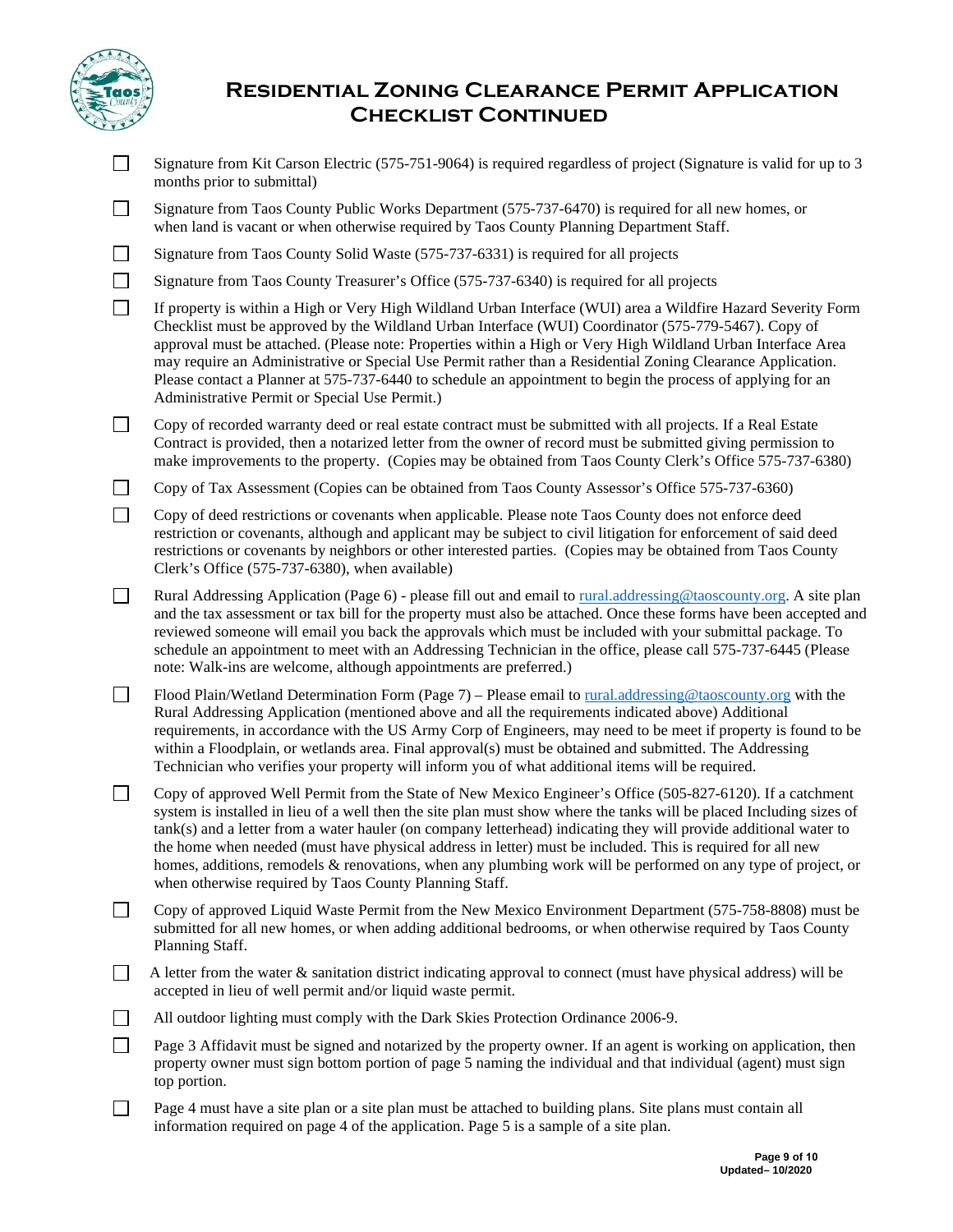# Residential Zoning Clearance Permit Application Checklist Continued

- ☐ Signature from Kit Carson Electric (575-751-9064) is required regardless of project (Signature is valid for up to 3 months prior to submittal)
- ☐ Signature from Taos County Public Works Department (575-737-6470) is required for all new homes, or when land is vacant or when otherwise required by Taos County Planning Department Staff.
- ☐ Signature from Taos County Solid Waste (575-737-6331) is required for all projects
- ☐ Signature from Taos County Treasurer's Office (575-737-6340) is required for all projects
- ☐ If property is within a High or Very High Wildland Urban Interface (WUI) area a Wildfire Hazard Severity Form Checklist must be approved by the Wildland Urban Interface (WUI) Coordinator (575-779-5467). Copy of approval must be attached. (Please note: Properties within a High or Very High Wildland Urban Interface Area may require an Administrative or Special Use Permit rather than a Residential Zoning Clearance Application. Please contact a Planner at 575-737-6440 to schedule an appointment to begin the process of applying for an Administrative Permit or Special Use Permit.)
- ☐ Copy of recorded warranty deed or real estate contract must be submitted with all projects. If a Real Estate Contract is provided, then a notarized letter from the owner of record must be submitted giving permission to make improvements to the property. (Copies may be obtained from Taos County Clerk's Office 575-737-6380)
- ☐ Copy of Tax Assessment (Copies can be obtained from Taos County Assessor's Office 575-737-6360)
- ☐ Copy of deed restrictions or covenants when applicable. Please note Taos County does not enforce deed restriction or covenants, although and applicant may be subject to civil litigation for enforcement of said deed restrictions or covenants by neighbors or other interested parties. (Copies may be obtained from Taos County Clerk's Office (575-737-6380), when available)
- ☐ Rural Addressing Application (Page 6) - please fill out and email to rural.addressing@taoscounty.org. A site plan and the tax assessment or tax bill for the property must also be attached. Once these forms have been accepted and reviewed someone will email you back the approvals which must be included with your submittal package. To schedule an appointment to meet with an Addressing Technician in the office, please call 575-737-6445 (Please note: Walk-ins are welcome, although appointments are preferred.)
- ☐ Flood Plain/Wetland Determination Form (Page 7) – Please email to rural.addressing@taoscounty.org with the Rural Addressing Application (mentioned above and all the requirements indicated above) Additional requirements, in accordance with the US Army Corp of Engineers, may need to be meet if property is found to be within a Floodplain, or wetlands area. Final approval(s) must be obtained and submitted. The Addressing Technician who verifies your property will inform you of what additional items will be required.
- ☐ Copy of approved Well Permit from the State of New Mexico Engineer's Office (505-827-6120). If a catchment system is installed in lieu of a well then the site plan must show where the tanks will be placed Including sizes of tank(s) and a letter from a water hauler (on company letterhead) indicating they will provide additional water to the home when needed (must have physical address in letter) must be included. This is required for all new homes, additions, remodels & renovations, when any plumbing work will be performed on any type of project, or when otherwise required by Taos County Planning Staff.
- ☐ Copy of approved Liquid Waste Permit from the New Mexico Environment Department (575-758-8808) must be submitted for all new homes, or when adding additional bedrooms, or when otherwise required by Taos County Planning Staff.
- ☐ A letter from the water & sanitation district indicating approval to connect (must have physical address) will be accepted in lieu of well permit and/or liquid waste permit.
- ☐ All outdoor lighting must comply with the Dark Skies Protection Ordinance 2006-9.
- ☐ Page 3 Affidavit must be signed and notarized by the property owner. If an agent is working on application, then property owner must sign bottom portion of page 5 naming the individual and that individual (agent) must sign top portion.
- ☐ Page 4 must have a site plan or a site plan must be attached to building plans. Site plans must contain all information required on page 4 of the application. Page 5 is a sample of a site plan.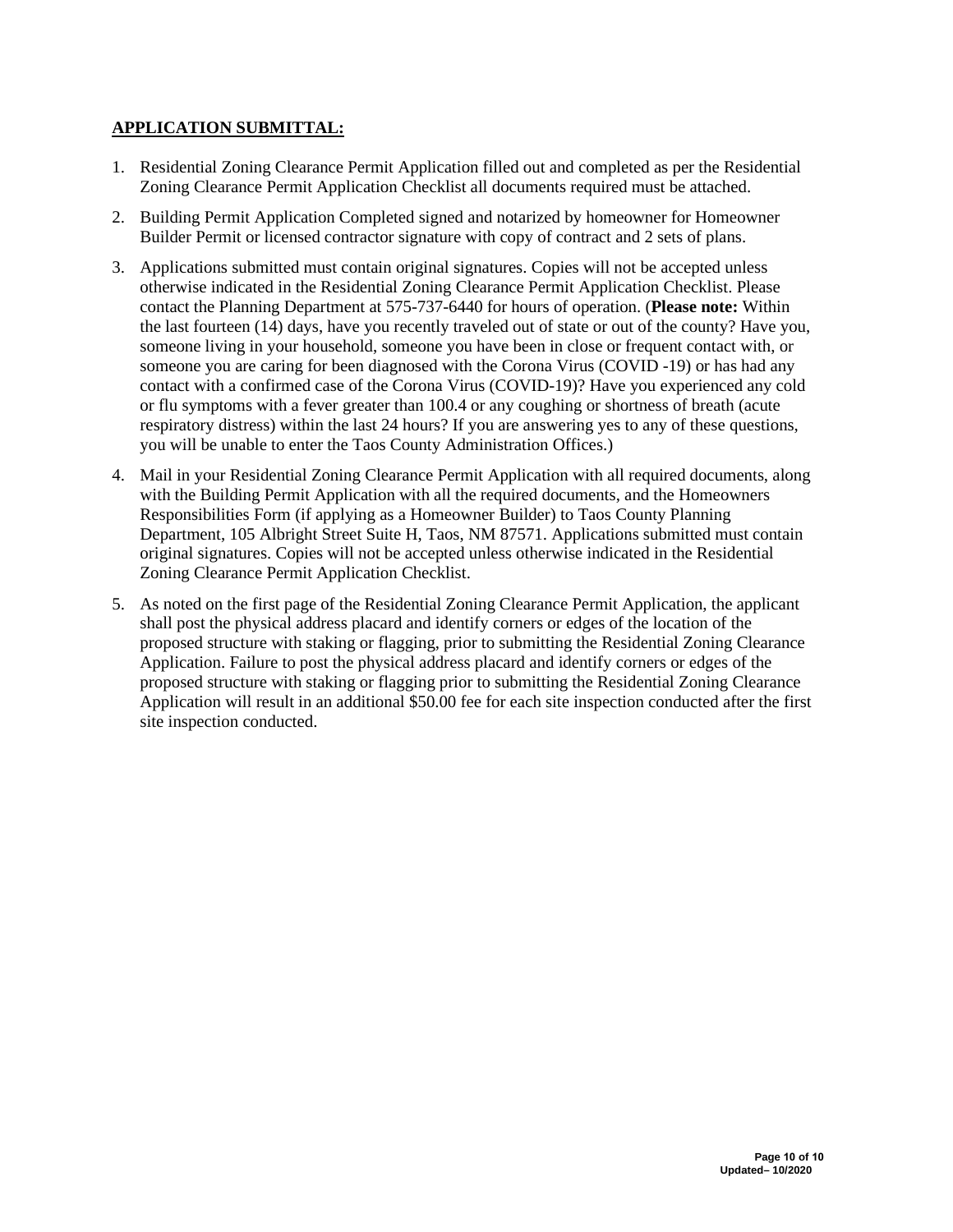## APPLICATION SUBMITTAL:

1. Residential Zoning Clearance Permit Application filled out and completed as per the Residential Zoning Clearance Permit Application Checklist all documents required must be attached.
2. Building Permit Application Completed signed and notarized by homeowner for Homeowner Builder Permit or licensed contractor signature with copy of contract and 2 sets of plans.
3. Applications submitted must contain original signatures. Copies will not be accepted unless otherwise indicated in the Residential Zoning Clearance Permit Application Checklist. Please contact the Planning Department at 575-737-6440 for hours of operation. (**Please note:** Within the last fourteen (14) days, have you recently traveled out of state or out of the county? Have you, someone living in your household, someone you have been in close or frequent contact with, or someone you are caring for been diagnosed with the Corona Virus (COVID -19) or has had any contact with a confirmed case of the Corona Virus (COVID-19)? Have you experienced any cold or flu symptoms with a fever greater than 100.4 or any coughing or shortness of breath (acute respiratory distress) within the last 24 hours? If you are answering yes to any of these questions, you will be unable to enter the Taos County Administration Offices.)
4. Mail in your Residential Zoning Clearance Permit Application with all required documents, along with the Building Permit Application with all the required documents, and the Homeowners Responsibilities Form (if applying as a Homeowner Builder) to Taos County Planning Department, 105 Albright Street Suite H, Taos, NM 87571. Applications submitted must contain original signatures. Copies will not be accepted unless otherwise indicated in the Residential Zoning Clearance Permit Application Checklist.
5. As noted on the first page of the Residential Zoning Clearance Permit Application, the applicant shall post the physical address placard and identify corners or edges of the location of the proposed structure with staking or flagging, prior to submitting the Residential Zoning Clearance Application. Failure to post the physical address placard and identify corners or edges of the proposed structure with staking or flagging prior to submitting the Residential Zoning Clearance Application will result in an additional $50.00 fee for each site inspection conducted after the first site inspection conducted.

Updated– 10/2020